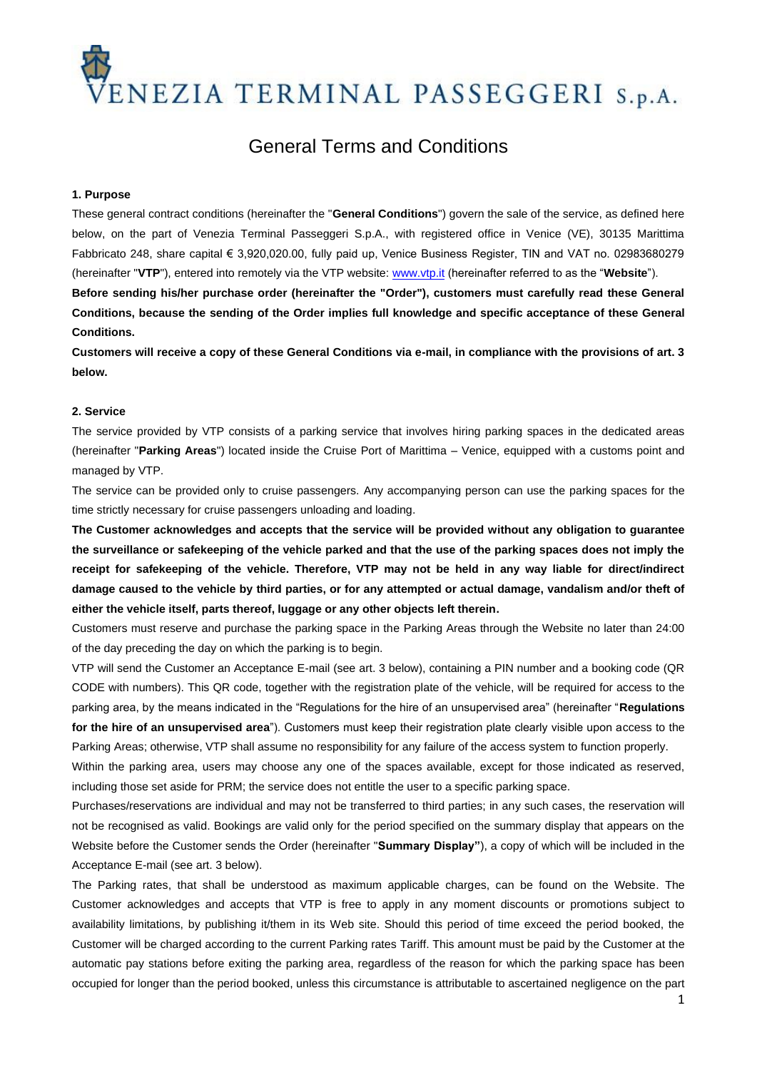# VENEZIA TERMINAL PASSEGGERI S.p.A.

## General Terms and Conditions

### 1. Purpose

These general contract conditions (hereinafter the "**General Conditions**") govern the sale of the service, as defined here below, on the part of Venezia Terminal Passeggeri S.p.A., with registered office in Venice (VE), 30135 Marittima Fabbricato 248, share capital € 3,920,020.00, fully paid up, Venice Business Register, TIN and VAT no. 02983680279 (hereinafter "**VTP**"), entered into remotely via the VTP website: www.vtp.it (hereinafter referred to as the "**Website**").

**Before sending his/her purchase order (hereinafter the "Order"), customers must carefully read these General Conditions, because the sending of the Order implies full knowledge and specific acceptance of these General Conditions.**

**Customers will receive a copy of these General Conditions via e-mail, in compliance with the provisions of art. 3 below.**

### 2. Service

The service provided by VTP consists of a parking service that involves hiring parking spaces in the dedicated areas (hereinafter "**Parking Areas**") located inside the Cruise Port of Marittima – Venice, equipped with a customs point and managed by VTP.

The service can be provided only to cruise passengers. Any accompanying person can use the parking spaces for the time strictly necessary for cruise passengers unloading and loading.

**The Customer acknowledges and accepts that the service will be provided without any obligation to guarantee the surveillance or safekeeping of the vehicle parked and that the use of the parking spaces does not imply the receipt for safekeeping of the vehicle. Therefore, VTP may not be held in any way liable for direct/indirect damage caused to the vehicle by third parties, or for any attempted or actual damage, vandalism and/or theft of either the vehicle itself, parts thereof, luggage or any other objects left therein.**

Customers must reserve and purchase the parking space in the Parking Areas through the Website no later than 24:00 of the day preceding the day on which the parking is to begin.

VTP will send the Customer an Acceptance E-mail (see art. 3 below), containing a PIN number and a booking code (QR CODE with numbers). This QR code, together with the registration plate of the vehicle, will be required for access to the parking area, by the means indicated in the "Regulations for the hire of an unsupervised area" (hereinafter "**Regulations for the hire of an unsupervised area**"). Customers must keep their registration plate clearly visible upon access to the Parking Areas; otherwise, VTP shall assume no responsibility for any failure of the access system to function properly.

Within the parking area, users may choose any one of the spaces available, except for those indicated as reserved, including those set aside for PRM; the service does not entitle the user to a specific parking space.

Purchases/reservations are individual and may not be transferred to third parties; in any such cases, the reservation will not be recognised as valid. Bookings are valid only for the period specified on the summary display that appears on the Website before the Customer sends the Order (hereinafter "**Summary Display"**), a copy of which will be included in the Acceptance E-mail (see art. 3 below).

The Parking rates, that shall be understood as maximum applicable charges, can be found on the Website. The Customer acknowledges and accepts that VTP is free to apply in any moment discounts or promotions subject to availability limitations, by publishing it/them in its Web site. Should this period of time exceed the period booked, the Customer will be charged according to the current Parking rates Tariff. This amount must be paid by the Customer at the automatic pay stations before exiting the parking area, regardless of the reason for which the parking space has been occupied for longer than the period booked, unless this circumstance is attributable to ascertained negligence on the part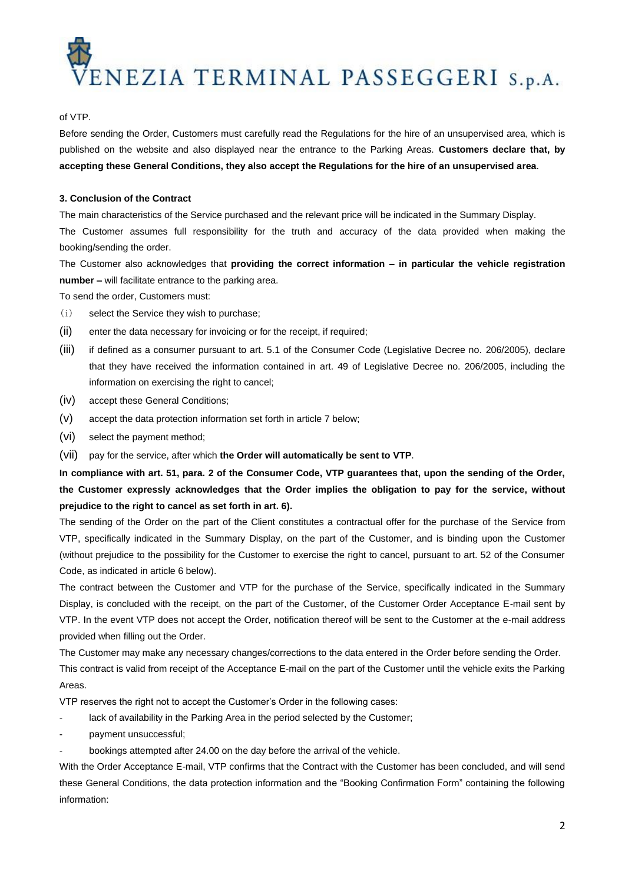of VTP.

Before sending the Order, Customers must carefully read the Regulations for the hire of an unsupervised area, which is published on the website and also displayed near the entrance to the Parking Areas. **Customers declare that, by accepting these General Conditions, they also accept the Regulations for the hire of an unsupervised area**.

**3. Conclusion of the Contract**

The main characteristics of the Service purchased and the relevant price will be indicated in the Summary Display.

The Customer assumes full responsibility for the truth and accuracy of the data provided when making the booking/sending the order.

The Customer also acknowledges that **providing the correct information – in particular the vehicle registration number –** will facilitate entrance to the parking area.

To send the order, Customers must:

(i) select the Service they wish to purchase;

(ii) enter the data necessary for invoicing or for the receipt, if required;

(iii) if defined as a consumer pursuant to art. 5.1 of the Consumer Code (Legislative Decree no. 206/2005), declare that they have received the information contained in art. 49 of Legislative Decree no. 206/2005, including the information on exercising the right to cancel;

(iv) accept these General Conditions;

(v) accept the data protection information set forth in article 7 below;

(vi) select the payment method;

(vii) pay for the service, after which **the Order will automatically be sent to VTP**.

**In compliance with art. 51, para. 2 of the Consumer Code, VTP guarantees that, upon the sending of the Order, the Customer expressly acknowledges that the Order implies the obligation to pay for the service, without prejudice to the right to cancel as set forth in art. 6).**

The sending of the Order on the part of the Client constitutes a contractual offer for the purchase of the Service from VTP, specifically indicated in the Summary Display, on the part of the Customer, and is binding upon the Customer (without prejudice to the possibility for the Customer to exercise the right to cancel, pursuant to art. 52 of the Consumer Code, as indicated in article 6 below).

The contract between the Customer and VTP for the purchase of the Service, specifically indicated in the Summary Display, is concluded with the receipt, on the part of the Customer, of the Customer Order Acceptance E-mail sent by VTP. In the event VTP does not accept the Order, notification thereof will be sent to the Customer at the e-mail address provided when filling out the Order.

The Customer may make any necessary changes/corrections to the data entered in the Order before sending the Order.

This contract is valid from receipt of the Acceptance E-mail on the part of the Customer until the vehicle exits the Parking Areas.

VTP reserves the right not to accept the Customer's Order in the following cases:

- lack of availability in the Parking Area in the period selected by the Customer;
- payment unsuccessful;
- bookings attempted after 24.00 on the day before the arrival of the vehicle.

With the Order Acceptance E-mail, VTP confirms that the Contract with the Customer has been concluded, and will send these General Conditions, the data protection information and the "Booking Confirmation Form" containing the following information: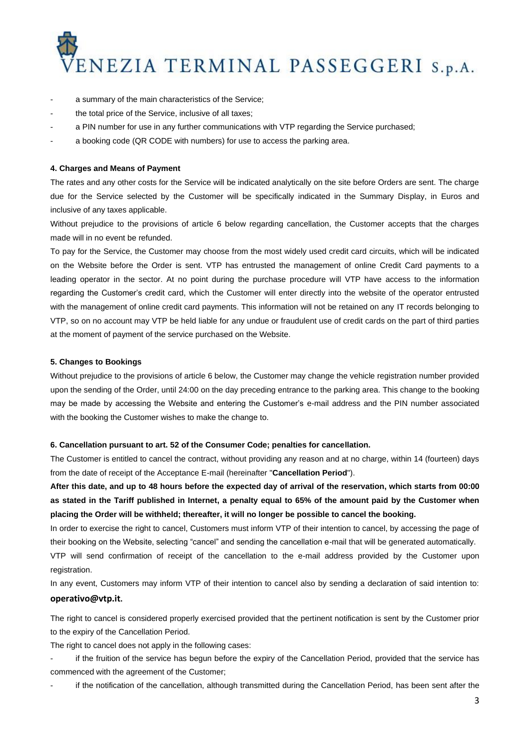- a summary of the main characteristics of the Service;
- the total price of the Service, inclusive of all taxes;
- a PIN number for use in any further communications with VTP regarding the Service purchased;
- a booking code (QR CODE with numbers) for use to access the parking area.

**4. Charges and Means of Payment**

The rates and any other costs for the Service will be indicated analytically on the site before Orders are sent. The charge due for the Service selected by the Customer will be specifically indicated in the Summary Display, in Euros and inclusive of any taxes applicable.

Without prejudice to the provisions of article 6 below regarding cancellation, the Customer accepts that the charges made will in no event be refunded.

To pay for the Service, the Customer may choose from the most widely used credit card circuits, which will be indicated on the Website before the Order is sent. VTP has entrusted the management of online Credit Card payments to a leading operator in the sector. At no point during the purchase procedure will VTP have access to the information regarding the Customer's credit card, which the Customer will enter directly into the website of the operator entrusted with the management of online credit card payments. This information will not be retained on any IT records belonging to VTP, so on no account may VTP be held liable for any undue or fraudulent use of credit cards on the part of third parties at the moment of payment of the service purchased on the Website.

**5. Changes to Bookings**

Without prejudice to the provisions of article 6 below, the Customer may change the vehicle registration number provided upon the sending of the Order, until 24:00 on the day preceding entrance to the parking area. This change to the booking may be made by accessing the Website and entering the Customer's e-mail address and the PIN number associated with the booking the Customer wishes to make the change to.

**6. Cancellation pursuant to art. 52 of the Consumer Code; penalties for cancellation.**

The Customer is entitled to cancel the contract, without providing any reason and at no charge, within 14 (fourteen) days from the date of receipt of the Acceptance E-mail (hereinafter "**Cancellation Period**").

**After this date, and up to 48 hours before the expected day of arrival of the reservation, which starts from 00:00 as stated in the Tariff published in Internet, a penalty equal to 65% of the amount paid by the Customer when placing the Order will be withheld; thereafter, it will no longer be possible to cancel the booking.**

In order to exercise the right to cancel, Customers must inform VTP of their intention to cancel, by accessing the page of their booking on the Website, selecting "cancel" and sending the cancellation e-mail that will be generated automatically.

VTP will send confirmation of receipt of the cancellation to the e-mail address provided by the Customer upon registration.

In any event, Customers may inform VTP of their intention to cancel also by sending a declaration of said intention to: **operativo@vtp.it.**

The right to cancel is considered properly exercised provided that the pertinent notification is sent by the Customer prior to the expiry of the Cancellation Period.

The right to cancel does not apply in the following cases:

- if the fruition of the service has begun before the expiry of the Cancellation Period, provided that the service has commenced with the agreement of the Customer;
- if the notification of the cancellation, although transmitted during the Cancellation Period, has been sent after the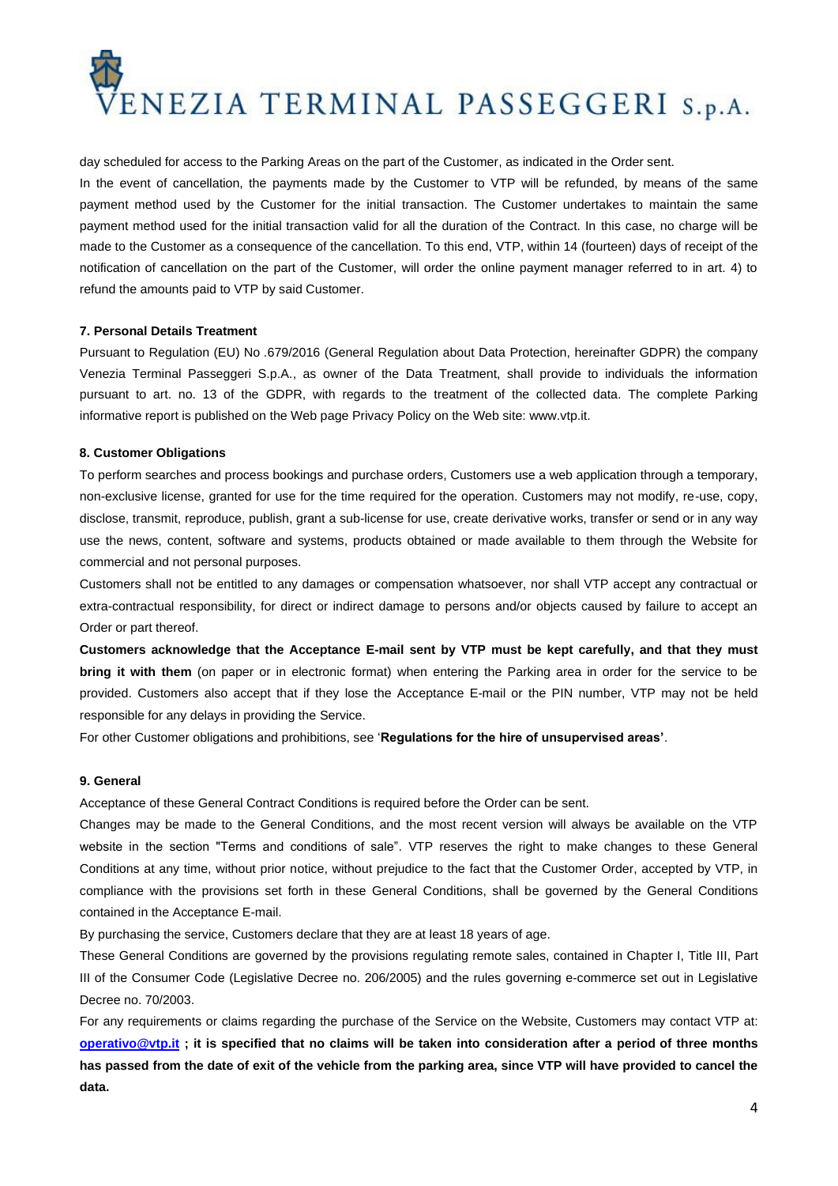day scheduled for access to the Parking Areas on the part of the Customer, as indicated in the Order sent.

In the event of cancellation, the payments made by the Customer to VTP will be refunded, by means of the same payment method used by the Customer for the initial transaction. The Customer undertakes to maintain the same payment method used for the initial transaction valid for all the duration of the Contract. In this case, no charge will be made to the Customer as a consequence of the cancellation. To this end, VTP, within 14 (fourteen) days of receipt of the notification of cancellation on the part of the Customer, will order the online payment manager referred to in art. 4) to refund the amounts paid to VTP by said Customer.

### 7. Personal Details Treatment

Pursuant to Regulation (EU) No .679/2016 (General Regulation about Data Protection, hereinafter GDPR) the company Venezia Terminal Passeggeri S.p.A., as owner of the Data Treatment, shall provide to individuals the information pursuant to art. no. 13 of the GDPR, with regards to the treatment of the collected data. The complete Parking informative report is published on the Web page Privacy Policy on the Web site: www.vtp.it.

### 8. Customer Obligations

To perform searches and process bookings and purchase orders, Customers use a web application through a temporary, non-exclusive license, granted for use for the time required for the operation. Customers may not modify, re-use, copy, disclose, transmit, reproduce, publish, grant a sub-license for use, create derivative works, transfer or send or in any way use the news, content, software and systems, products obtained or made available to them through the Website for commercial and not personal purposes.

Customers shall not be entitled to any damages or compensation whatsoever, nor shall VTP accept any contractual or extra-contractual responsibility, for direct or indirect damage to persons and/or objects caused by failure to accept an Order or part thereof.

**Customers acknowledge that the Acceptance E-mail sent by VTP must be kept carefully, and that they must bring it with them** (on paper or in electronic format) when entering the Parking area in order for the service to be provided. Customers also accept that if they lose the Acceptance E-mail or the PIN number, VTP may not be held responsible for any delays in providing the Service.

For other Customer obligations and prohibitions, see '**Regulations for the hire of unsupervised areas'**.

### 9. General

Acceptance of these General Contract Conditions is required before the Order can be sent.

Changes may be made to the General Conditions, and the most recent version will always be available on the VTP website in the section "Terms and conditions of sale". VTP reserves the right to make changes to these General Conditions at any time, without prior notice, without prejudice to the fact that the Customer Order, accepted by VTP, in compliance with the provisions set forth in these General Conditions, shall be governed by the General Conditions contained in the Acceptance E-mail.

By purchasing the service, Customers declare that they are at least 18 years of age.

These General Conditions are governed by the provisions regulating remote sales, contained in Chapter I, Title III, Part III of the Consumer Code (Legislative Decree no. 206/2005) and the rules governing e-commerce set out in Legislative Decree no. 70/2003.

For any requirements or claims regarding the purchase of the Service on the Website, Customers may contact VTP at: **operativo@vtp.it ; it is specified that no claims will be taken into consideration after a period of three months has passed from the date of exit of the vehicle from the parking area, since VTP will have provided to cancel the data.**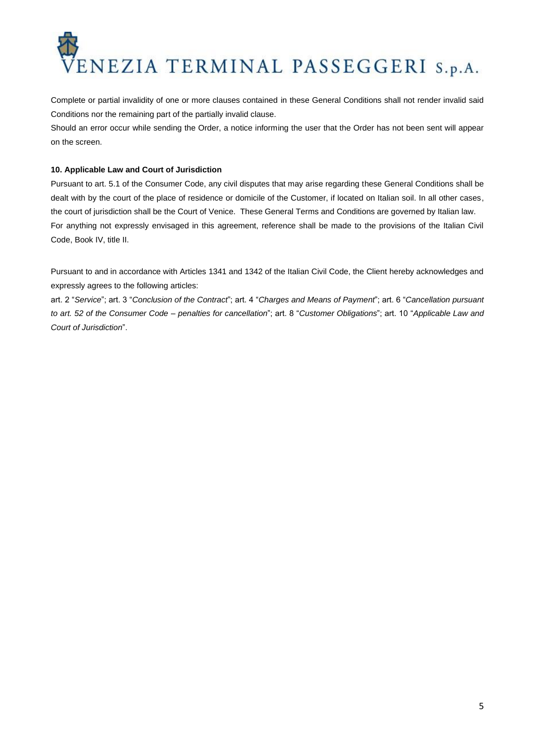Complete or partial invalidity of one or more clauses contained in these General Conditions shall not render invalid said Conditions nor the remaining part of the partially invalid clause.

Should an error occur while sending the Order, a notice informing the user that the Order has not been sent will appear on the screen.

**10. Applicable Law and Court of Jurisdiction**

Pursuant to art. 5.1 of the Consumer Code, any civil disputes that may arise regarding these General Conditions shall be dealt with by the court of the place of residence or domicile of the Customer, if located on Italian soil. In all other cases, the court of jurisdiction shall be the Court of Venice. These General Terms and Conditions are governed by Italian law.

For anything not expressly envisaged in this agreement, reference shall be made to the provisions of the Italian Civil Code, Book IV, title II.

Pursuant to and in accordance with Articles 1341 and 1342 of the Italian Civil Code, the Client hereby acknowledges and expressly agrees to the following articles:

art. 2 "*Service*"; art. 3 "*Conclusion of the Contract*"; art. 4 "*Charges and Means of Payment*"; art. 6 "*Cancellation pursuant to art. 52 of the Consumer Code – penalties for cancellation*"; art. 8 "*Customer Obligations*"; art. 10 "*Applicable Law and Court of Jurisdiction*".